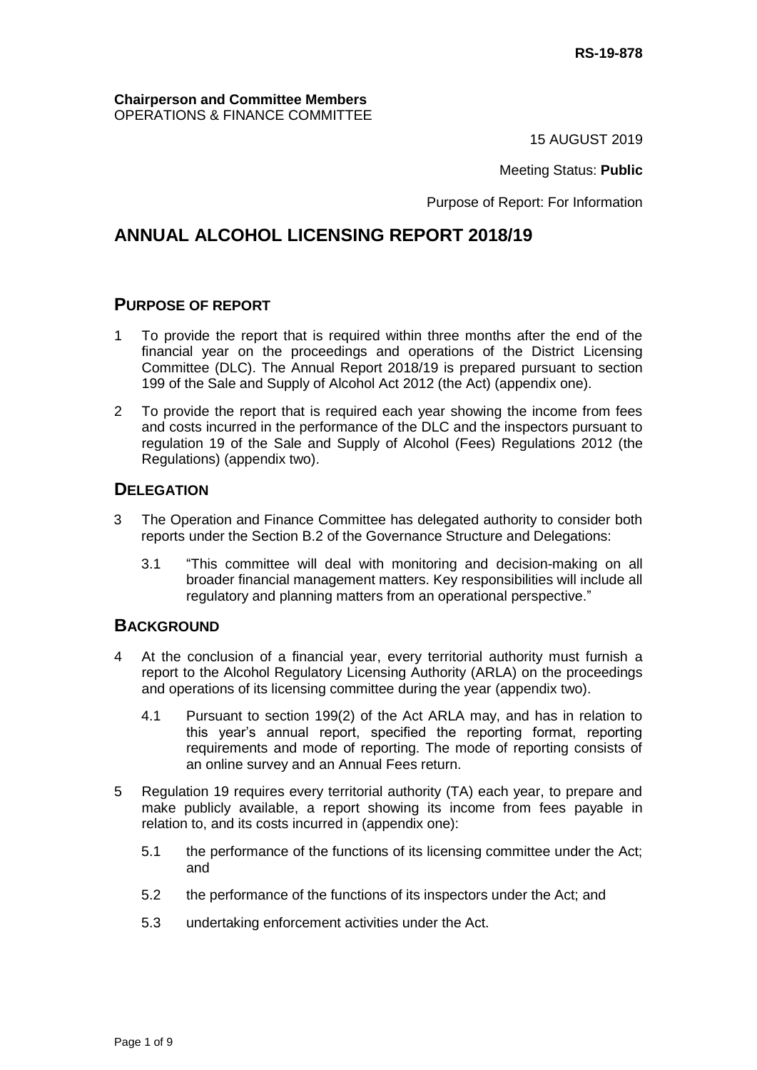RS-19-878

**Chairperson and Committee Members**
OPERATIONS & FINANCE COMMITTEE

15 AUGUST 2019

Meeting Status: **Public**

Purpose of Report: For Information

# ANNUAL ALCOHOL LICENSING REPORT 2018/19

## PURPOSE OF REPORT

1 To provide the report that is required within three months after the end of the financial year on the proceedings and operations of the District Licensing Committee (DLC). The Annual Report 2018/19 is prepared pursuant to section 199 of the Sale and Supply of Alcohol Act 2012 (the Act) (appendix one).

2 To provide the report that is required each year showing the income from fees and costs incurred in the performance of the DLC and the inspectors pursuant to regulation 19 of the Sale and Supply of Alcohol (Fees) Regulations 2012 (the Regulations) (appendix two).

## DELEGATION

3 The Operation and Finance Committee has delegated authority to consider both reports under the Section B.2 of the Governance Structure and Delegations:

3.1 "This committee will deal with monitoring and decision-making on all broader financial management matters. Key responsibilities will include all regulatory and planning matters from an operational perspective."

## BACKGROUND

4 At the conclusion of a financial year, every territorial authority must furnish a report to the Alcohol Regulatory Licensing Authority (ARLA) on the proceedings and operations of its licensing committee during the year (appendix two).

4.1 Pursuant to section 199(2) of the Act ARLA may, and has in relation to this year's annual report, specified the reporting format, reporting requirements and mode of reporting. The mode of reporting consists of an online survey and an Annual Fees return.

5 Regulation 19 requires every territorial authority (TA) each year, to prepare and make publicly available, a report showing its income from fees payable in relation to, and its costs incurred in (appendix one):

5.1 the performance of the functions of its licensing committee under the Act; and

5.2 the performance of the functions of its inspectors under the Act; and

5.3 undertaking enforcement activities under the Act.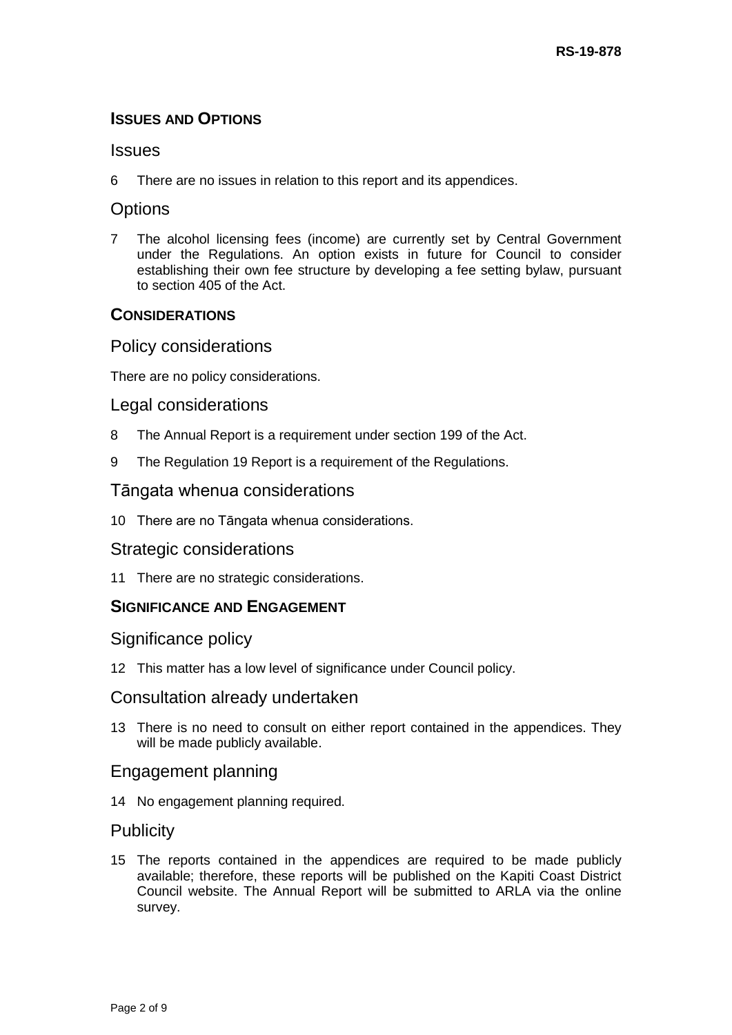## ISSUES AND OPTIONS

### Issues

6 There are no issues in relation to this report and its appendices.

### Options

7 The alcohol licensing fees (income) are currently set by Central Government under the Regulations. An option exists in future for Council to consider establishing their own fee structure by developing a fee setting bylaw, pursuant to section 405 of the Act.

## CONSIDERATIONS

### Policy considerations

There are no policy considerations.

### Legal considerations

8 The Annual Report is a requirement under section 199 of the Act.

9 The Regulation 19 Report is a requirement of the Regulations.

### Tāngata whenua considerations

10 There are no Tāngata whenua considerations.

### Strategic considerations

11 There are no strategic considerations.

## SIGNIFICANCE AND ENGAGEMENT

### Significance policy

12 This matter has a low level of significance under Council policy.

### Consultation already undertaken

13 There is no need to consult on either report contained in the appendices. They will be made publicly available.

### Engagement planning

14 No engagement planning required.

### Publicity

15 The reports contained in the appendices are required to be made publicly available; therefore, these reports will be published on the Kapiti Coast District Council website. The Annual Report will be submitted to ARLA via the online survey.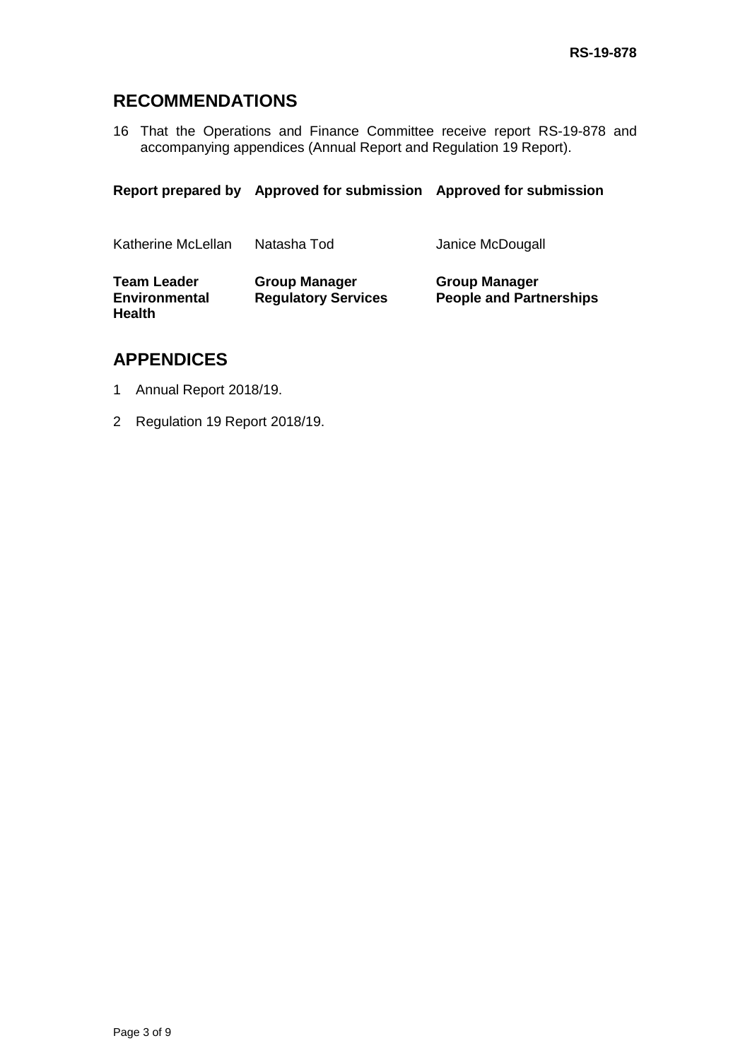## RECOMMENDATIONS

16 That the Operations and Finance Committee receive report RS-19-878 and accompanying appendices (Annual Report and Regulation 19 Report).

| Report prepared by | Approved for submission | Approved for submission |
| --- | --- | --- |
| Katherine McLellan | Natasha Tod | Janice McDougall |
| **Team Leader Environmental Health** | **Group Manager Regulatory Services** | **Group Manager People and Partnerships** |

## APPENDICES

1 Annual Report 2018/19.

2 Regulation 19 Report 2018/19.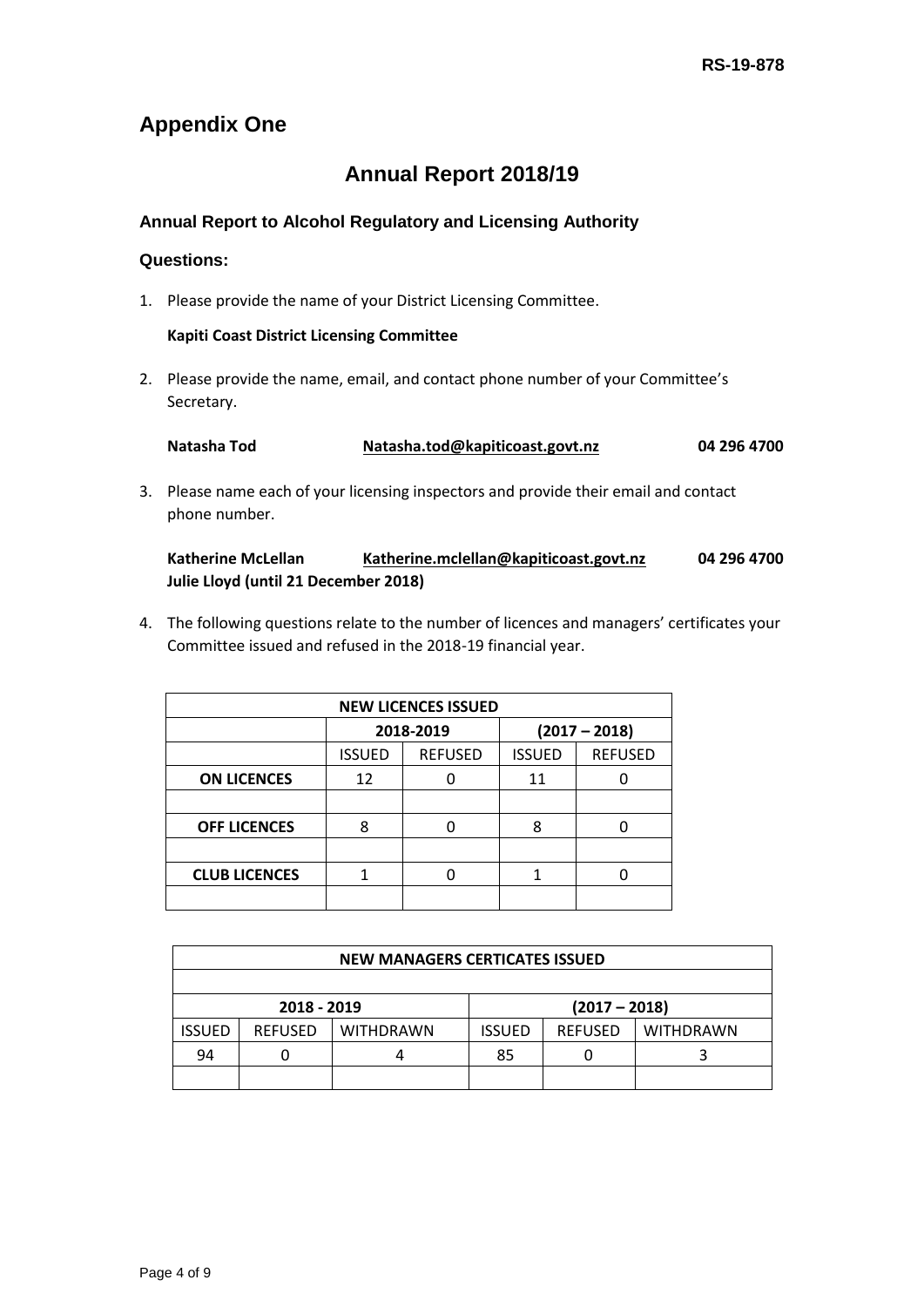RS-19-878

## Appendix One

# Annual Report 2018/19

### Annual Report to Alcohol Regulatory and Licensing Authority

### Questions:

1. Please provide the name of your District Licensing Committee.

   **Kapiti Coast District Licensing Committee**

2. Please provide the name, email, and contact phone number of your Committee's Secretary.

   **Natasha Tod** **Natasha.tod@kapiticoast.govt.nz** **04 296 4700**

3. Please name each of your licensing inspectors and provide their email and contact phone number.

   **Katherine McLellan** **Katherine.mclellan@kapiticoast.govt.nz** **04 296 4700**
   **Julie Lloyd (until 21 December 2018)**

4. The following questions relate to the number of licences and managers' certificates your Committee issued and refused in the 2018-19 financial year.

| NEW LICENCES ISSUED | | | | |
|---|---|---|---|---|
| | 2018-2019 | | (2017 – 2018) | |
| | ISSUED | REFUSED | ISSUED | REFUSED |
| **ON LICENCES** | 12 | 0 | 11 | 0 |
| | | | | |
| **OFF LICENCES** | 8 | 0 | 8 | 0 |
| | | | | |
| **CLUB LICENCES** | 1 | 0 | 1 | 0 |
| | | | | |

| NEW MANAGERS CERTICATES ISSUED | | | | | |
|---|---|---|---|---|---|
| | | | | | |
| 2018 - 2019 | | | (2017 – 2018) | | |
| ISSUED | REFUSED | WITHDRAWN | ISSUED | REFUSED | WITHDRAWN |
| 94 | 0 | 4 | 85 | 0 | 3 |
| | | | | | |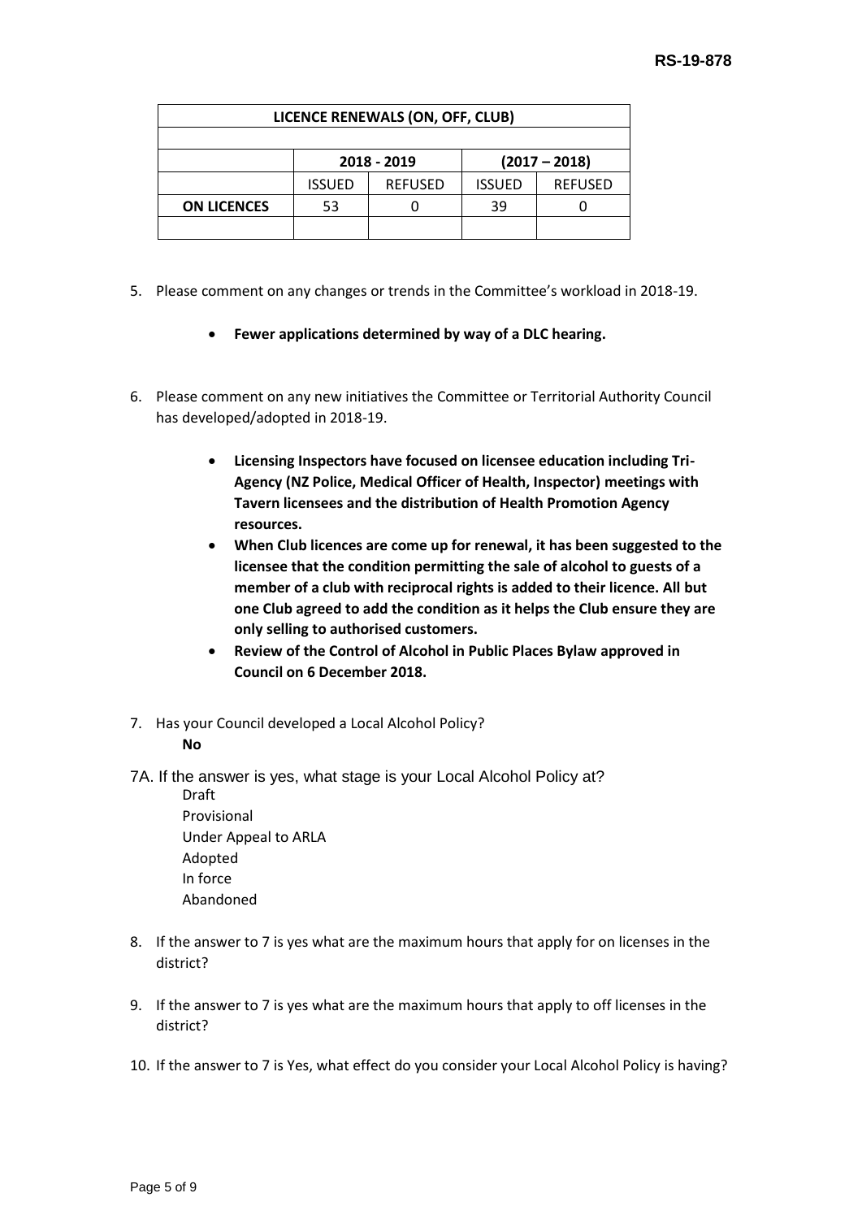| LICENCE RENEWALS (ON, OFF, CLUB) | | | | |
|---|---|---|---|---|
| | | | | |
| | 2018 - 2019 | | (2017 – 2018) | |
| | ISSUED | REFUSED | ISSUED | REFUSED |
| **ON LICENCES** | 53 | 0 | 39 | 0 |
| | | | | |

5. Please comment on any changes or trends in the Committee's workload in 2018-19.

    - **Fewer applications determined by way of a DLC hearing.**

6. Please comment on any new initiatives the Committee or Territorial Authority Council has developed/adopted in 2018-19.

    - **Licensing Inspectors have focused on licensee education including Tri-Agency (NZ Police, Medical Officer of Health, Inspector) meetings with Tavern licensees and the distribution of Health Promotion Agency resources.**
    - **When Club licences are come up for renewal, it has been suggested to the licensee that the condition permitting the sale of alcohol to guests of a member of a club with reciprocal rights is added to their licence. All but one Club agreed to add the condition as it helps the Club ensure they are only selling to authorised customers.**
    - **Review of the Control of Alcohol in Public Places Bylaw approved in Council on 6 December 2018.**

7. Has your Council developed a Local Alcohol Policy?
    **No**

7A. If the answer is yes, what stage is your Local Alcohol Policy at?
    Draft
    Provisional
    Under Appeal to ARLA
    Adopted
    In force
    Abandoned

8. If the answer to 7 is yes what are the maximum hours that apply for on licenses in the district?

9. If the answer to 7 is yes what are the maximum hours that apply to off licenses in the district?

10. If the answer to 7 is Yes, what effect do you consider your Local Alcohol Policy is having?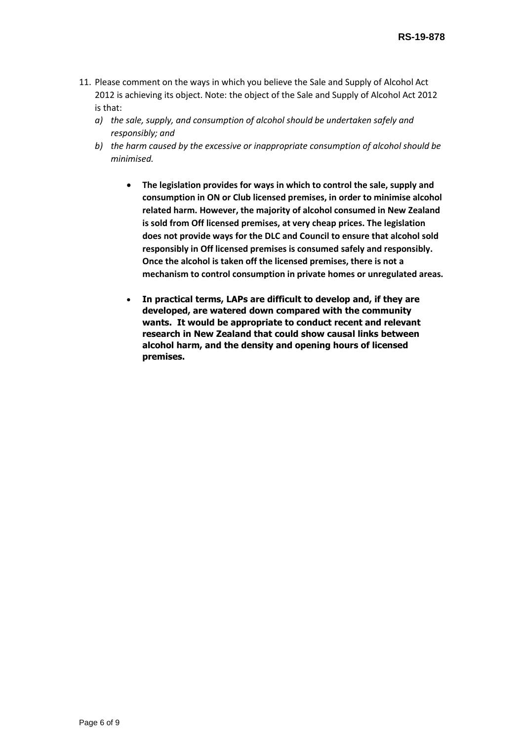11. Please comment on the ways in which you believe the Sale and Supply of Alcohol Act 2012 is achieving its object. Note: the object of the Sale and Supply of Alcohol Act 2012 is that:
    *a) the sale, supply, and consumption of alcohol should be undertaken safely and responsibly; and*
    *b) the harm caused by the excessive or inappropriate consumption of alcohol should be minimised.*

    - **The legislation provides for ways in which to control the sale, supply and consumption in ON or Club licensed premises, in order to minimise alcohol related harm. However, the majority of alcohol consumed in New Zealand is sold from Off licensed premises, at very cheap prices. The legislation does not provide ways for the DLC and Council to ensure that alcohol sold responsibly in Off licensed premises is consumed safely and responsibly. Once the alcohol is taken off the licensed premises, there is not a mechanism to control consumption in private homes or unregulated areas.**

    - **In practical terms, LAPs are difficult to develop and, if they are developed, are watered down compared with the community wants. It would be appropriate to conduct recent and relevant research in New Zealand that could show causal links between alcohol harm, and the density and opening hours of licensed premises.**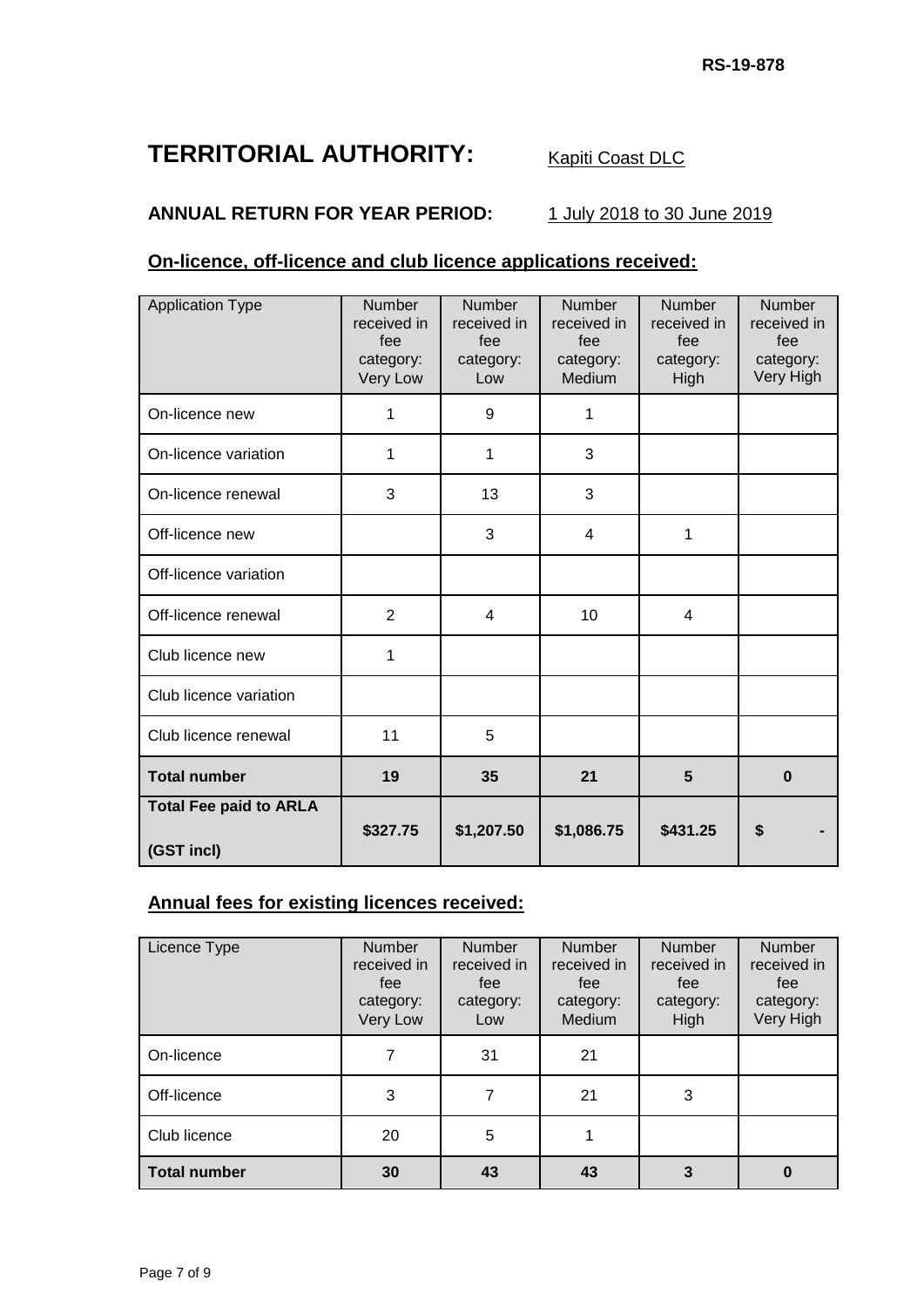**RS-19-878**

# TERRITORIAL AUTHORITY: Kapiti Coast DLC

**ANNUAL RETURN FOR YEAR PERIOD:** 1 July 2018 to 30 June 2019

## On-licence, off-licence and club licence applications received:

| Application Type | Number received in fee category: Very Low | Number received in fee category: Low | Number received in fee category: Medium | Number received in fee category: High | Number received in fee category: Very High |
|---|---|---|---|---|---|
| On-licence new | 1 | 9 | 1 | | |
| On-licence variation | 1 | 1 | 3 | | |
| On-licence renewal | 3 | 13 | 3 | | |
| Off-licence new | | 3 | 4 | 1 | |
| Off-licence variation | | | | | |
| Off-licence renewal | 2 | 4 | 10 | 4 | |
| Club licence new | 1 | | | | |
| Club licence variation | | | | | |
| Club licence renewal | 11 | 5 | | | |
| **Total number** | **19** | **35** | **21** | **5** | **0** |
| **Total Fee paid to ARLA (GST incl)** | **$327.75** | **$1,207.50** | **$1,086.75** | **$431.25** | **$ -** |

## Annual fees for existing licences received:

| Licence Type | Number received in fee category: Very Low | Number received in fee category: Low | Number received in fee category: Medium | Number received in fee category: High | Number received in fee category: Very High |
|---|---|---|---|---|---|
| On-licence | 7 | 31 | 21 | | |
| Off-licence | 3 | 7 | 21 | 3 | |
| Club licence | 20 | 5 | 1 | | |
| **Total number** | **30** | **43** | **43** | **3** | **0** |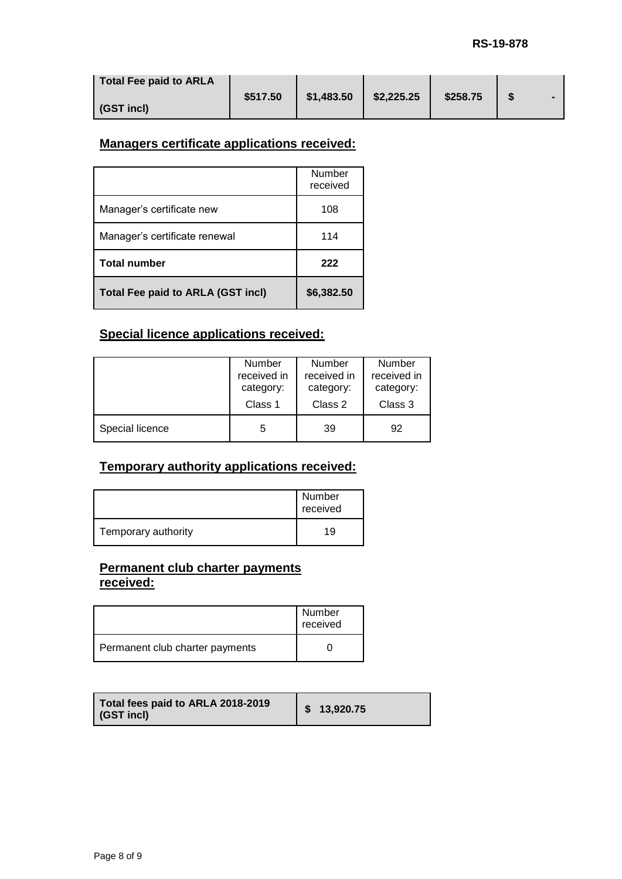| Total Fee paid to ARLA (GST incl) | $517.50 | $1,483.50 | $2,225.25 | $258.75 | $ - |
|---|---|---|---|---|---|

## Managers certificate applications received:

| | Number received |
|---|---|
| Manager's certificate new | 108 |
| Manager's certificate renewal | 114 |
| **Total number** | **222** |
| **Total Fee paid to ARLA (GST incl)** | **$6,382.50** |

## Special licence applications received:

| | Number received in category: Class 1 | Number received in category: Class 2 | Number received in category: Class 3 |
|---|---|---|---|
| Special licence | 5 | 39 | 92 |

## Temporary authority applications received:

| | Number received |
|---|---|
| Temporary authority | 19 |

## Permanent club charter payments received:

| | Number received |
|---|---|
| Permanent club charter payments | 0 |

| **Total fees paid to ARLA 2018-2019 (GST incl)** | **$ 13,920.75** |
|---|---|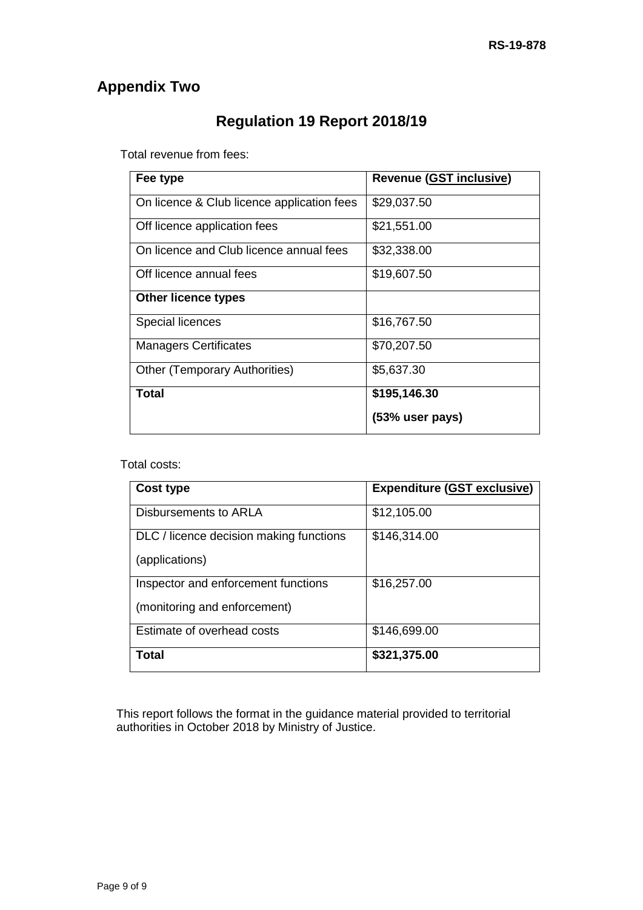## Appendix Two

# Regulation 19 Report 2018/19

Total revenue from fees:

| Fee type | Revenue (GST inclusive) |
|---|---|
| On licence & Club licence application fees | $29,037.50 |
| Off licence application fees | $21,551.00 |
| On licence and Club licence annual fees | $32,338.00 |
| Off licence annual fees | $19,607.50 |
| **Other licence types** | |
| Special licences | $16,767.50 |
| Managers Certificates | $70,207.50 |
| Other (Temporary Authorities) | $5,637.30 |
| **Total** | **$195,146.30** **(53% user pays)** |

Total costs:

| Cost type | Expenditure (GST exclusive) |
|---|---|
| Disbursements to ARLA | $12,105.00 |
| DLC / licence decision making functions (applications) | $146,314.00 |
| Inspector and enforcement functions (monitoring and enforcement) | $16,257.00 |
| Estimate of overhead costs | $146,699.00 |
| **Total** | **$321,375.00** |

This report follows the format in the guidance material provided to territorial authorities in October 2018 by Ministry of Justice.